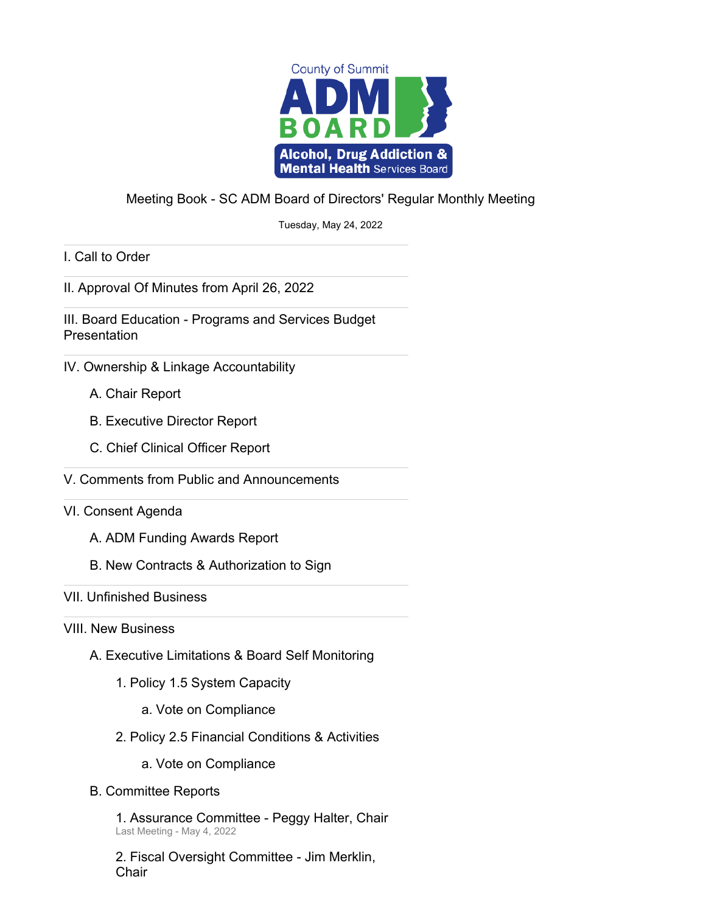County of Summit
ADM BOARD
Alcohol, Drug Addiction & Mental Health Services Board

# Meeting Book - SC ADM Board of Directors' Regular Monthly Meeting

Tuesday, May 24, 2022

I. Call to Order

II. Approval Of Minutes from April 26, 2022

III. Board Education - Programs and Services Budget Presentation

IV. Ownership & Linkage Accountability

- A. Chair Report
- B. Executive Director Report
- C. Chief Clinical Officer Report

V. Comments from Public and Announcements

VI. Consent Agenda

- A. ADM Funding Awards Report
- B. New Contracts & Authorization to Sign

VII. Unfinished Business

VIII. New Business

- A. Executive Limitations & Board Self Monitoring
  - 1. Policy 1.5 System Capacity
    - a. Vote on Compliance
  - 2. Policy 2.5 Financial Conditions & Activities
    - a. Vote on Compliance
- B. Committee Reports
  - 1. Assurance Committee - Peggy Halter, Chair
    Last Meeting - May 4, 2022
  - 2. Fiscal Oversight Committee - Jim Merklin, Chair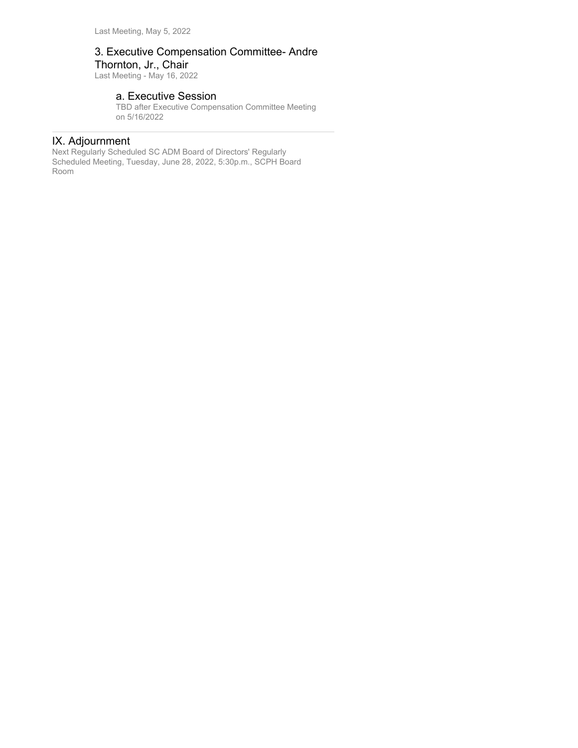Last Meeting, May 5, 2022

### 3. Executive Compensation Committee- Andre Thornton, Jr., Chair

Last Meeting - May 16, 2022

#### a. Executive Session

TBD after Executive Compensation Committee Meeting on 5/16/2022

---

## IX. Adjournment

Next Regularly Scheduled SC ADM Board of Directors' Regularly Scheduled Meeting, Tuesday, June 28, 2022, 5:30p.m., SCPH Board Room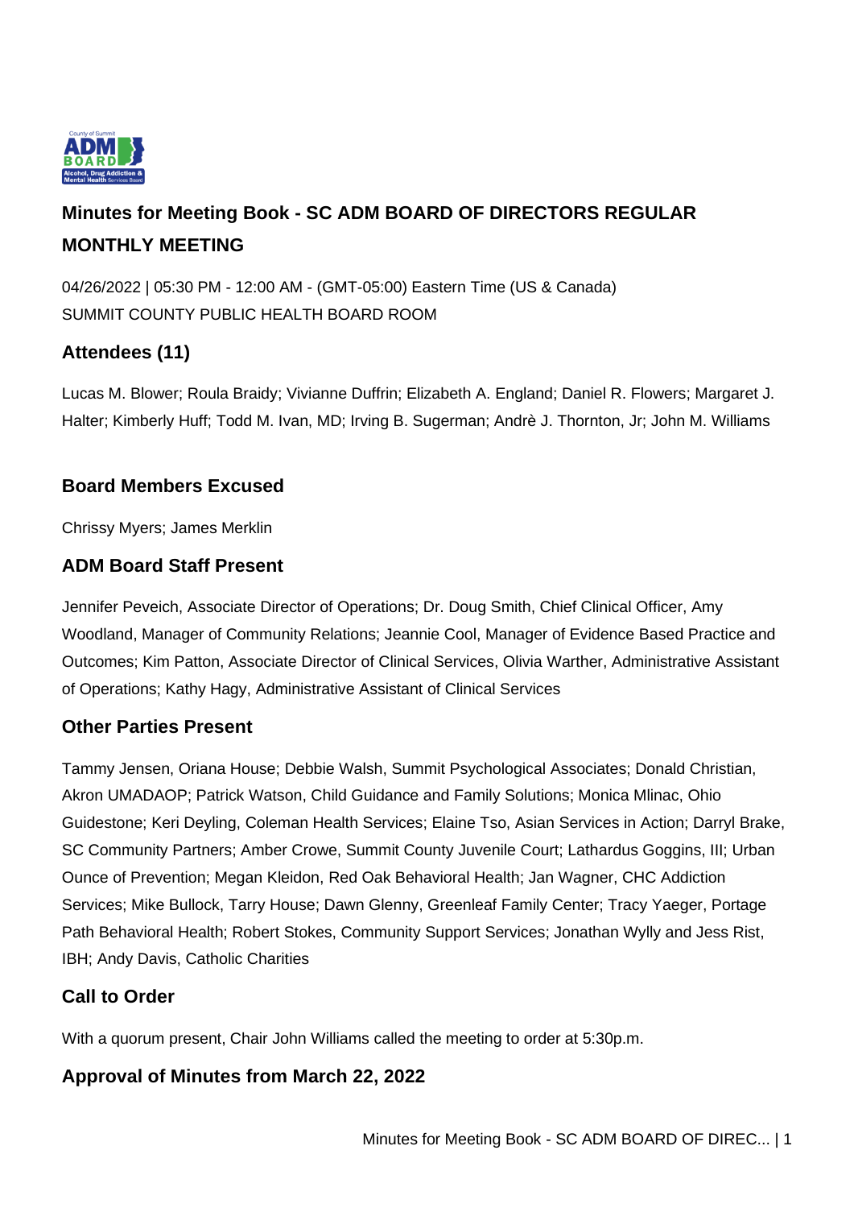# Minutes for Meeting Book - SC ADM BOARD OF DIRECTORS REGULAR MONTHLY MEETING

04/26/2022 | 05:30 PM - 12:00 AM - (GMT-05:00) Eastern Time (US & Canada)
SUMMIT COUNTY PUBLIC HEALTH BOARD ROOM

## Attendees (11)

Lucas M. Blower; Roula Braidy; Vivianne Duffrin; Elizabeth A. England; Daniel R. Flowers; Margaret J. Halter; Kimberly Huff; Todd M. Ivan, MD; Irving B. Sugerman; Andrè J. Thornton, Jr; John M. Williams

## Board Members Excused

Chrissy Myers; James Merklin

## ADM Board Staff Present

Jennifer Peveich, Associate Director of Operations; Dr. Doug Smith, Chief Clinical Officer, Amy Woodland, Manager of Community Relations; Jeannie Cool, Manager of Evidence Based Practice and Outcomes; Kim Patton, Associate Director of Clinical Services, Olivia Warther, Administrative Assistant of Operations; Kathy Hagy, Administrative Assistant of Clinical Services

## Other Parties Present

Tammy Jensen, Oriana House; Debbie Walsh, Summit Psychological Associates; Donald Christian, Akron UMADAOP; Patrick Watson, Child Guidance and Family Solutions; Monica Mlinac, Ohio Guidestone; Keri Deyling, Coleman Health Services; Elaine Tso, Asian Services in Action; Darryl Brake, SC Community Partners; Amber Crowe, Summit County Juvenile Court; Lathardus Goggins, III; Urban Ounce of Prevention; Megan Kleidon, Red Oak Behavioral Health; Jan Wagner, CHC Addiction Services; Mike Bullock, Tarry House; Dawn Glenny, Greenleaf Family Center; Tracy Yeager, Portage Path Behavioral Health; Robert Stokes, Community Support Services; Jonathan Wylly and Jess Rist, IBH; Andy Davis, Catholic Charities

## Call to Order

With a quorum present, Chair John Williams called the meeting to order at 5:30p.m.

## Approval of Minutes from March 22, 2022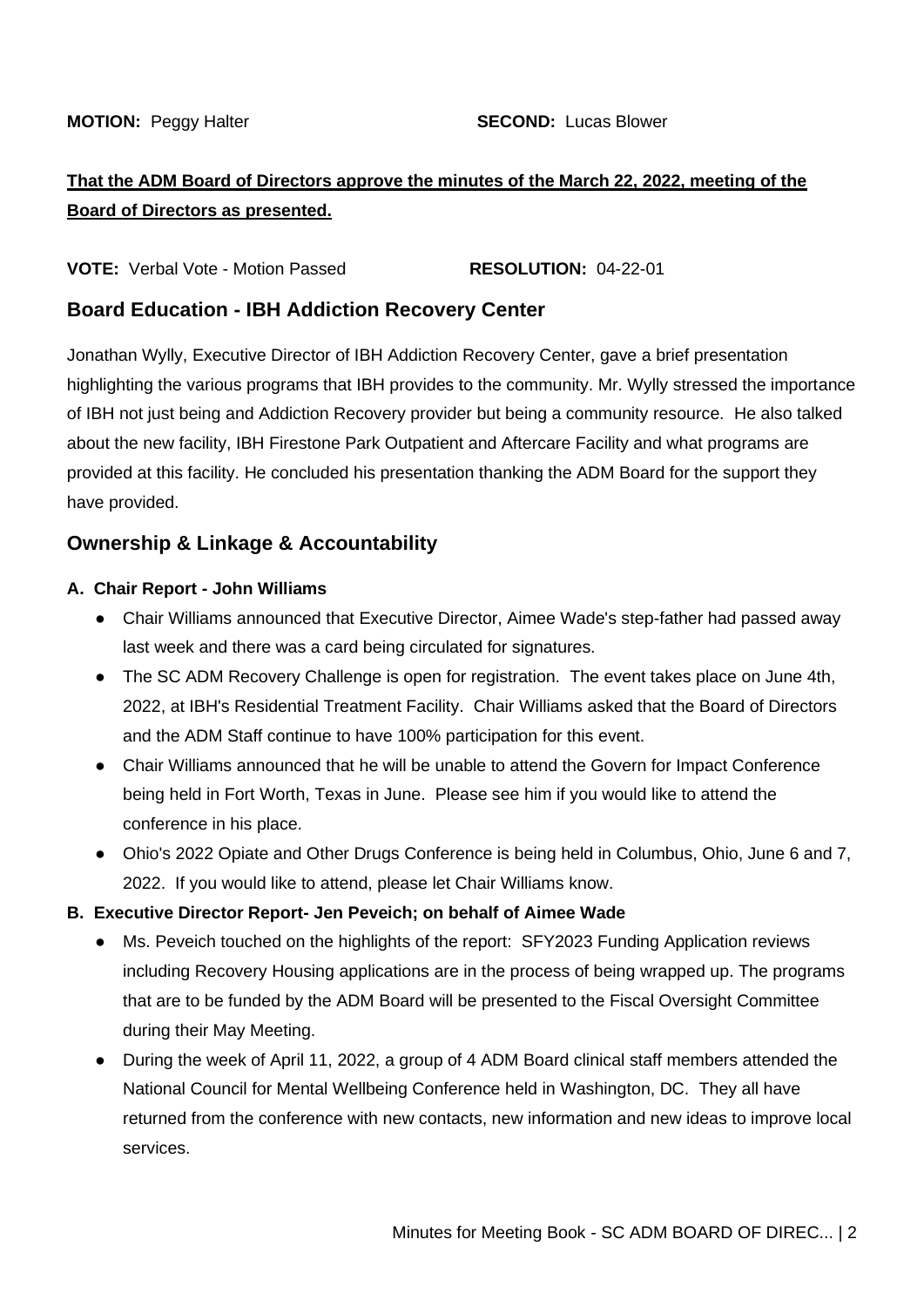**MOTION:** Peggy Halter **SECOND:** Lucas Blower

**That the ADM Board of Directors approve the minutes of the March 22, 2022, meeting of the Board of Directors as presented.**

**VOTE:** Verbal Vote - Motion Passed **RESOLUTION:** 04-22-01

## Board Education - IBH Addiction Recovery Center

Jonathan Wylly, Executive Director of IBH Addiction Recovery Center, gave a brief presentation highlighting the various programs that IBH provides to the community. Mr. Wylly stressed the importance of IBH not just being and Addiction Recovery provider but being a community resource. He also talked about the new facility, IBH Firestone Park Outpatient and Aftercare Facility and what programs are provided at this facility. He concluded his presentation thanking the ADM Board for the support they have provided.

## Ownership & Linkage & Accountability

**A. Chair Report - John Williams**

- Chair Williams announced that Executive Director, Aimee Wade's step-father had passed away last week and there was a card being circulated for signatures.
- The SC ADM Recovery Challenge is open for registration. The event takes place on June 4th, 2022, at IBH's Residential Treatment Facility. Chair Williams asked that the Board of Directors and the ADM Staff continue to have 100% participation for this event.
- Chair Williams announced that he will be unable to attend the Govern for Impact Conference being held in Fort Worth, Texas in June. Please see him if you would like to attend the conference in his place.
- Ohio's 2022 Opiate and Other Drugs Conference is being held in Columbus, Ohio, June 6 and 7, 2022. If you would like to attend, please let Chair Williams know.

**B. Executive Director Report- Jen Peveich; on behalf of Aimee Wade**

- Ms. Peveich touched on the highlights of the report: SFY2023 Funding Application reviews including Recovery Housing applications are in the process of being wrapped up. The programs that are to be funded by the ADM Board will be presented to the Fiscal Oversight Committee during their May Meeting.
- During the week of April 11, 2022, a group of 4 ADM Board clinical staff members attended the National Council for Mental Wellbeing Conference held in Washington, DC. They all have returned from the conference with new contacts, new information and new ideas to improve local services.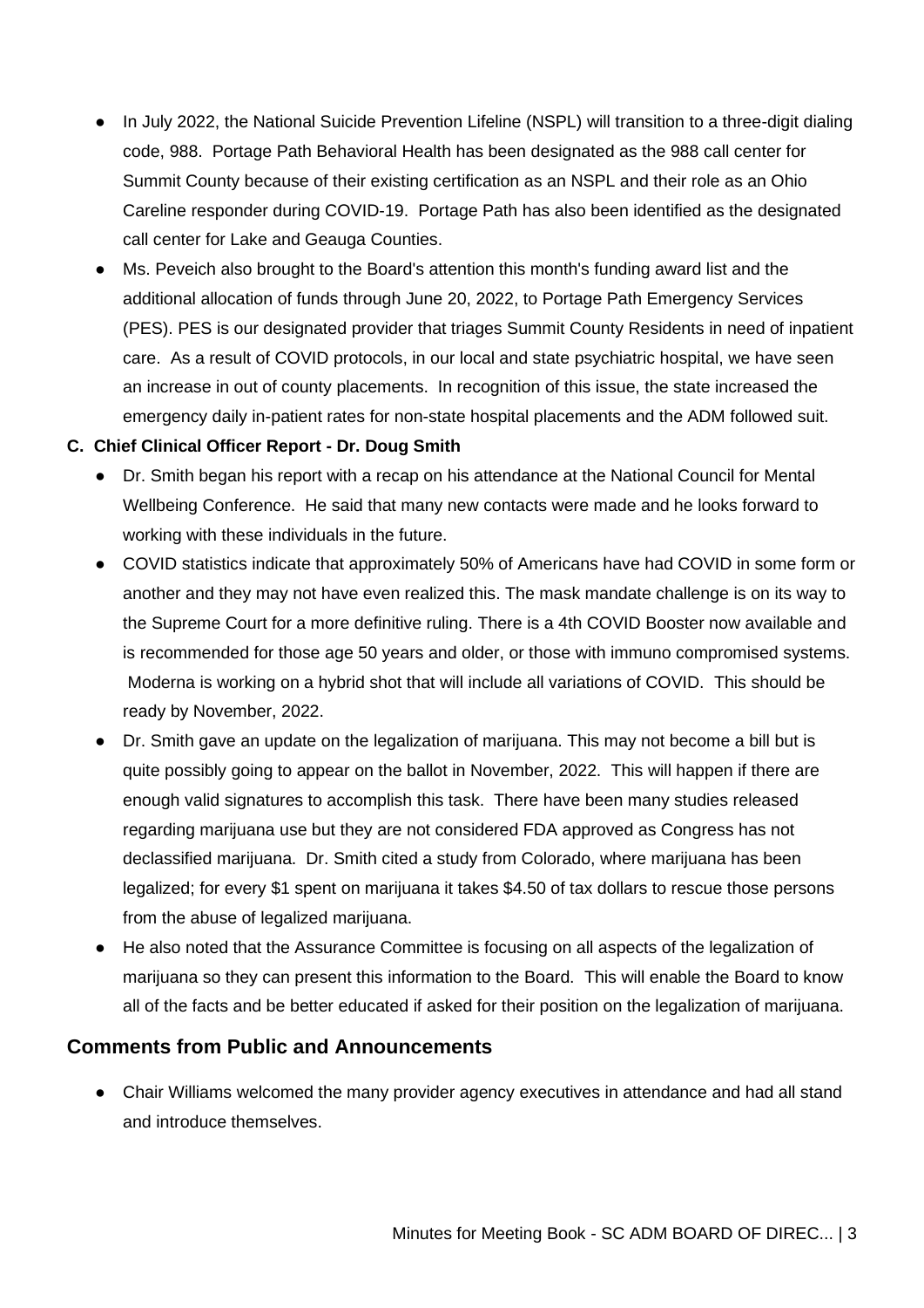- In July 2022, the National Suicide Prevention Lifeline (NSPL) will transition to a three-digit dialing code, 988. Portage Path Behavioral Health has been designated as the 988 call center for Summit County because of their existing certification as an NSPL and their role as an Ohio Careline responder during COVID-19. Portage Path has also been identified as the designated call center for Lake and Geauga Counties.
- Ms. Peveich also brought to the Board's attention this month's funding award list and the additional allocation of funds through June 20, 2022, to Portage Path Emergency Services (PES). PES is our designated provider that triages Summit County Residents in need of inpatient care. As a result of COVID protocols, in our local and state psychiatric hospital, we have seen an increase in out of county placements. In recognition of this issue, the state increased the emergency daily in-patient rates for non-state hospital placements and the ADM followed suit.

**C. Chief Clinical Officer Report - Dr. Doug Smith**

- Dr. Smith began his report with a recap on his attendance at the National Council for Mental Wellbeing Conference. He said that many new contacts were made and he looks forward to working with these individuals in the future.
- COVID statistics indicate that approximately 50% of Americans have had COVID in some form or another and they may not have even realized this. The mask mandate challenge is on its way to the Supreme Court for a more definitive ruling. There is a 4th COVID Booster now available and is recommended for those age 50 years and older, or those with immuno compromised systems. Moderna is working on a hybrid shot that will include all variations of COVID. This should be ready by November, 2022.
- Dr. Smith gave an update on the legalization of marijuana. This may not become a bill but is quite possibly going to appear on the ballot in November, 2022. This will happen if there are enough valid signatures to accomplish this task. There have been many studies released regarding marijuana use but they are not considered FDA approved as Congress has not declassified marijuana. Dr. Smith cited a study from Colorado, where marijuana has been legalized; for every $1 spent on marijuana it takes $4.50 of tax dollars to rescue those persons from the abuse of legalized marijuana.
- He also noted that the Assurance Committee is focusing on all aspects of the legalization of marijuana so they can present this information to the Board. This will enable the Board to know all of the facts and be better educated if asked for their position on the legalization of marijuana.

## Comments from Public and Announcements

- Chair Williams welcomed the many provider agency executives in attendance and had all stand and introduce themselves.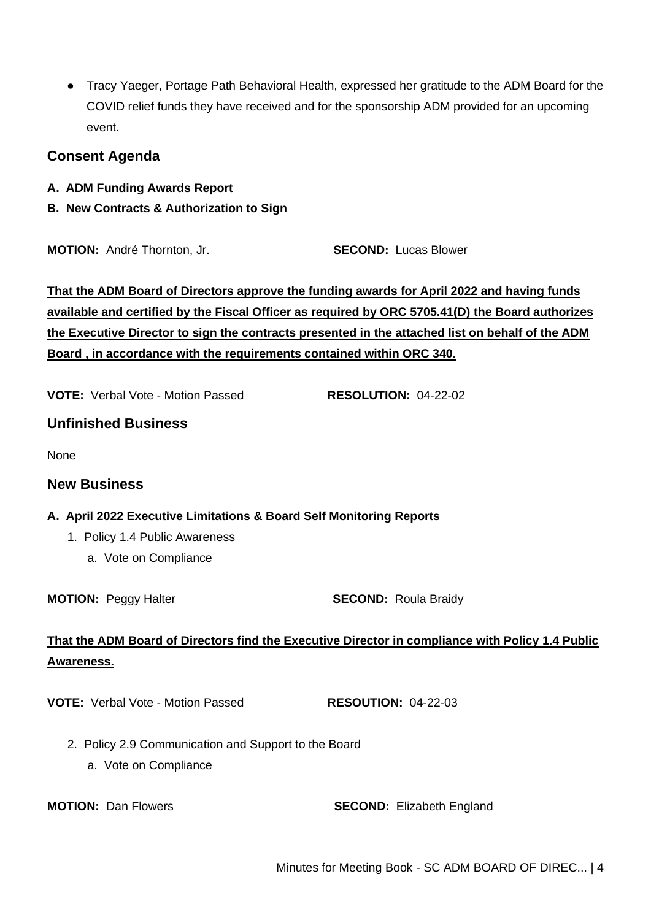- Tracy Yaeger, Portage Path Behavioral Health, expressed her gratitude to the ADM Board for the COVID relief funds they have received and for the sponsorship ADM provided for an upcoming event.

## Consent Agenda

**A. ADM Funding Awards Report**

**B. New Contracts & Authorization to Sign**

**MOTION:** André Thornton, Jr. **SECOND:** Lucas Blower

**That the ADM Board of Directors approve the funding awards for April 2022 and having funds available and certified by the Fiscal Officer as required by ORC 5705.41(D) the Board authorizes the Executive Director to sign the contracts presented in the attached list on behalf of the ADM Board , in accordance with the requirements contained within ORC 340.**

**VOTE:** Verbal Vote - Motion Passed **RESOLUTION:** 04-22-02

## Unfinished Business

None

## New Business

**A. April 2022 Executive Limitations & Board Self Monitoring Reports**

1. Policy 1.4 Public Awareness
    a. Vote on Compliance

**MOTION:** Peggy Halter **SECOND:** Roula Braidy

**That the ADM Board of Directors find the Executive Director in compliance with Policy 1.4 Public Awareness.**

**VOTE:** Verbal Vote - Motion Passed **RESOUTION:** 04-22-03

2. Policy 2.9 Communication and Support to the Board
    a. Vote on Compliance

**MOTION:** Dan Flowers **SECOND:** Elizabeth England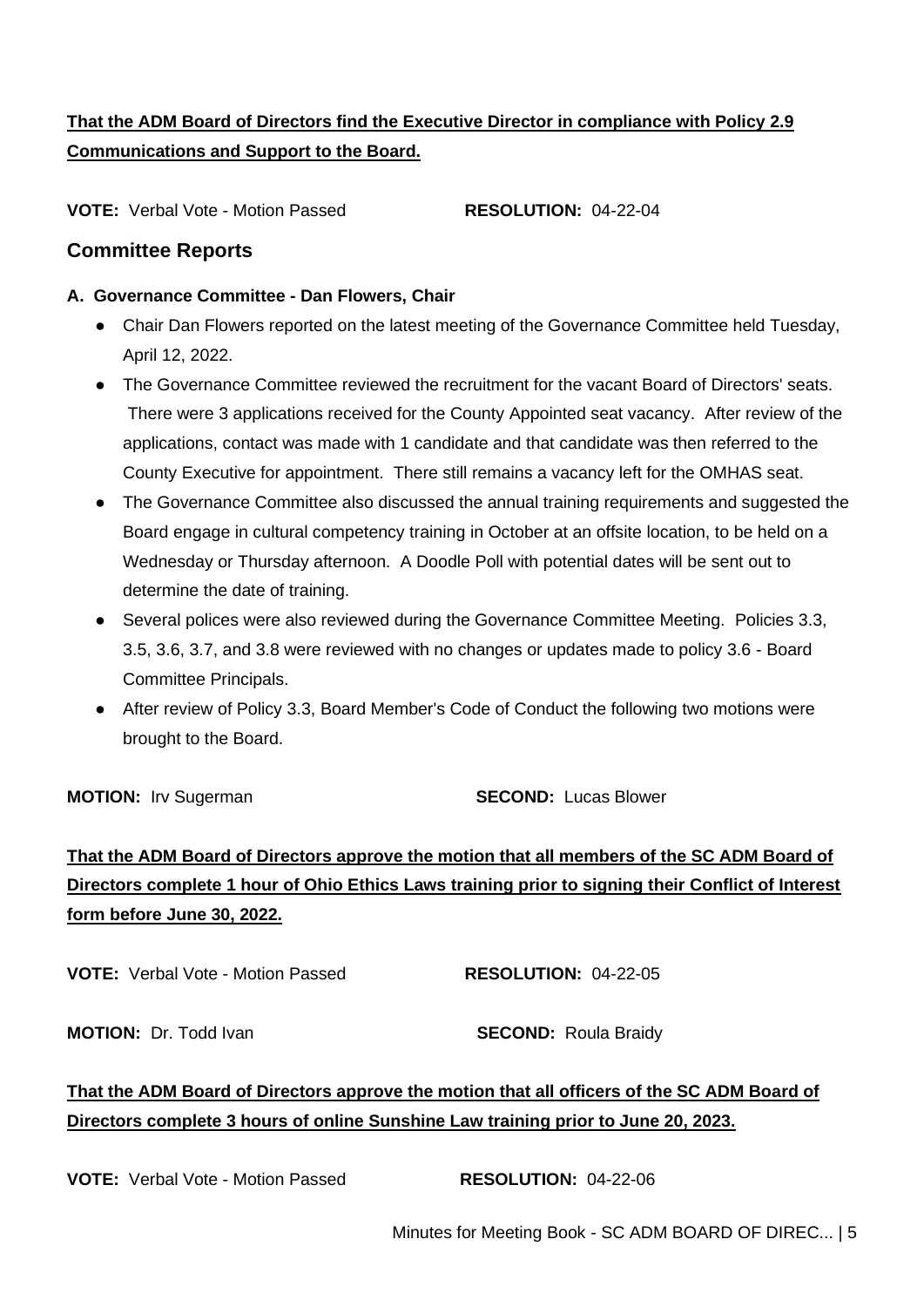**That the ADM Board of Directors find the Executive Director in compliance with Policy 2.9 Communications and Support to the Board.**

**VOTE:** Verbal Vote - Motion Passed **RESOLUTION:** 04-22-04

## Committee Reports

**A. Governance Committee - Dan Flowers, Chair**

- Chair Dan Flowers reported on the latest meeting of the Governance Committee held Tuesday, April 12, 2022.
- The Governance Committee reviewed the recruitment for the vacant Board of Directors' seats. There were 3 applications received for the County Appointed seat vacancy. After review of the applications, contact was made with 1 candidate and that candidate was then referred to the County Executive for appointment. There still remains a vacancy left for the OMHAS seat.
- The Governance Committee also discussed the annual training requirements and suggested the Board engage in cultural competency training in October at an offsite location, to be held on a Wednesday or Thursday afternoon. A Doodle Poll with potential dates will be sent out to determine the date of training.
- Several polices were also reviewed during the Governance Committee Meeting. Policies 3.3, 3.5, 3.6, 3.7, and 3.8 were reviewed with no changes or updates made to policy 3.6 - Board Committee Principals.
- After review of Policy 3.3, Board Member's Code of Conduct the following two motions were brought to the Board.

**MOTION:** Irv Sugerman **SECOND:** Lucas Blower

**That the ADM Board of Directors approve the motion that all members of the SC ADM Board of Directors complete 1 hour of Ohio Ethics Laws training prior to signing their Conflict of Interest form before June 30, 2022.**

**VOTE:** Verbal Vote - Motion Passed **RESOLUTION:** 04-22-05

**MOTION:** Dr. Todd Ivan **SECOND:** Roula Braidy

**That the ADM Board of Directors approve the motion that all officers of the SC ADM Board of Directors complete 3 hours of online Sunshine Law training prior to June 20, 2023.**

**VOTE:** Verbal Vote - Motion Passed **RESOLUTION:** 04-22-06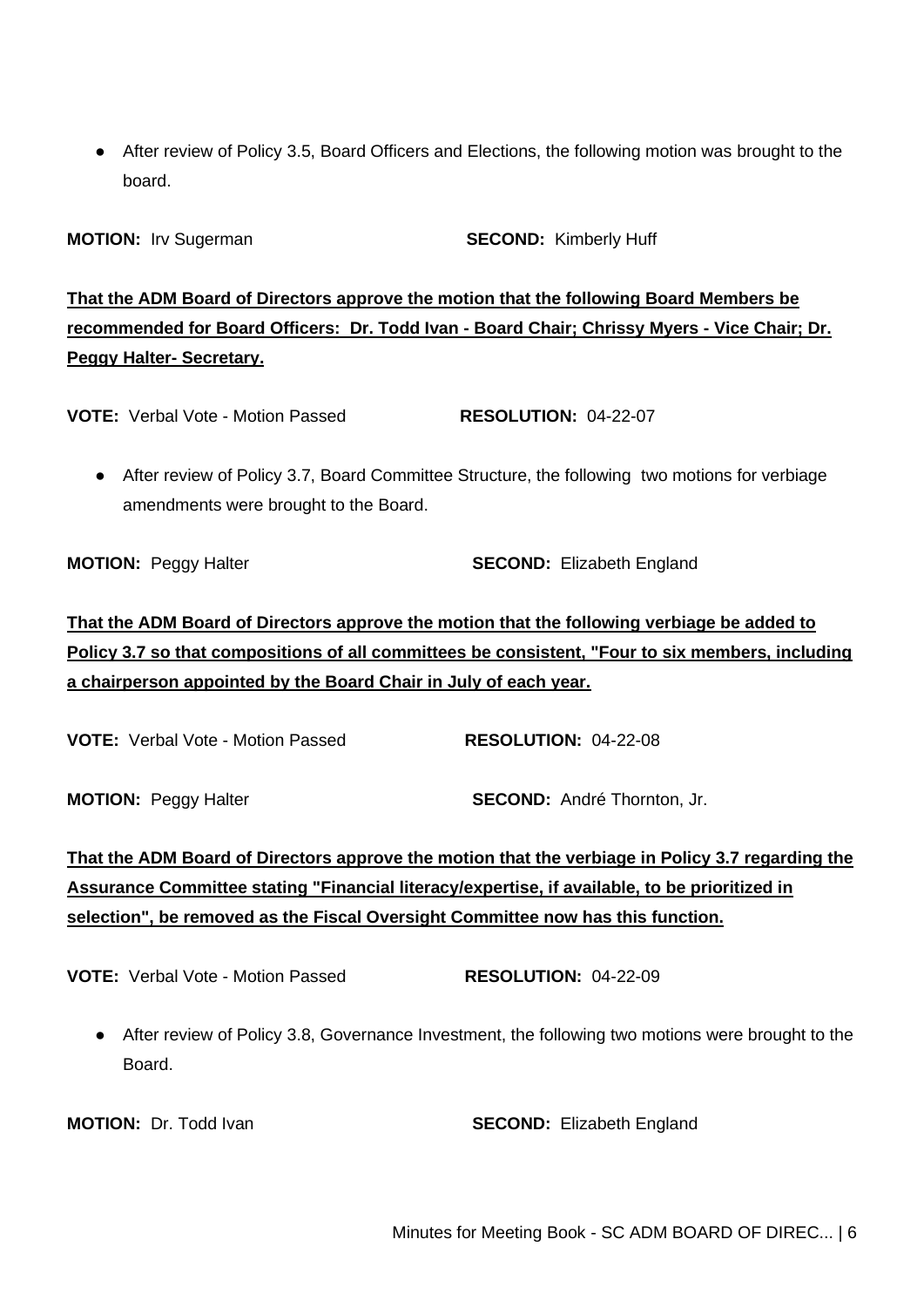- After review of Policy 3.5, Board Officers and Elections, the following motion was brought to the board.

**MOTION:** Irv Sugerman **SECOND:** Kimberly Huff

**That the ADM Board of Directors approve the motion that the following Board Members be recommended for Board Officers: Dr. Todd Ivan - Board Chair; Chrissy Myers - Vice Chair; Dr. Peggy Halter- Secretary.**

**VOTE:** Verbal Vote - Motion Passed **RESOLUTION:** 04-22-07

- After review of Policy 3.7, Board Committee Structure, the following two motions for verbiage amendments were brought to the Board.

**MOTION:** Peggy Halter **SECOND:** Elizabeth England

**That the ADM Board of Directors approve the motion that the following verbiage be added to Policy 3.7 so that compositions of all committees be consistent, "Four to six members, including a chairperson appointed by the Board Chair in July of each year.**

**VOTE:** Verbal Vote - Motion Passed **RESOLUTION:** 04-22-08

**MOTION:** Peggy Halter **SECOND:** André Thornton, Jr.

**That the ADM Board of Directors approve the motion that the verbiage in Policy 3.7 regarding the Assurance Committee stating "Financial literacy/expertise, if available, to be prioritized in selection", be removed as the Fiscal Oversight Committee now has this function.**

**VOTE:** Verbal Vote - Motion Passed **RESOLUTION:** 04-22-09

- After review of Policy 3.8, Governance Investment, the following two motions were brought to the Board.

**MOTION:** Dr. Todd Ivan **SECOND:** Elizabeth England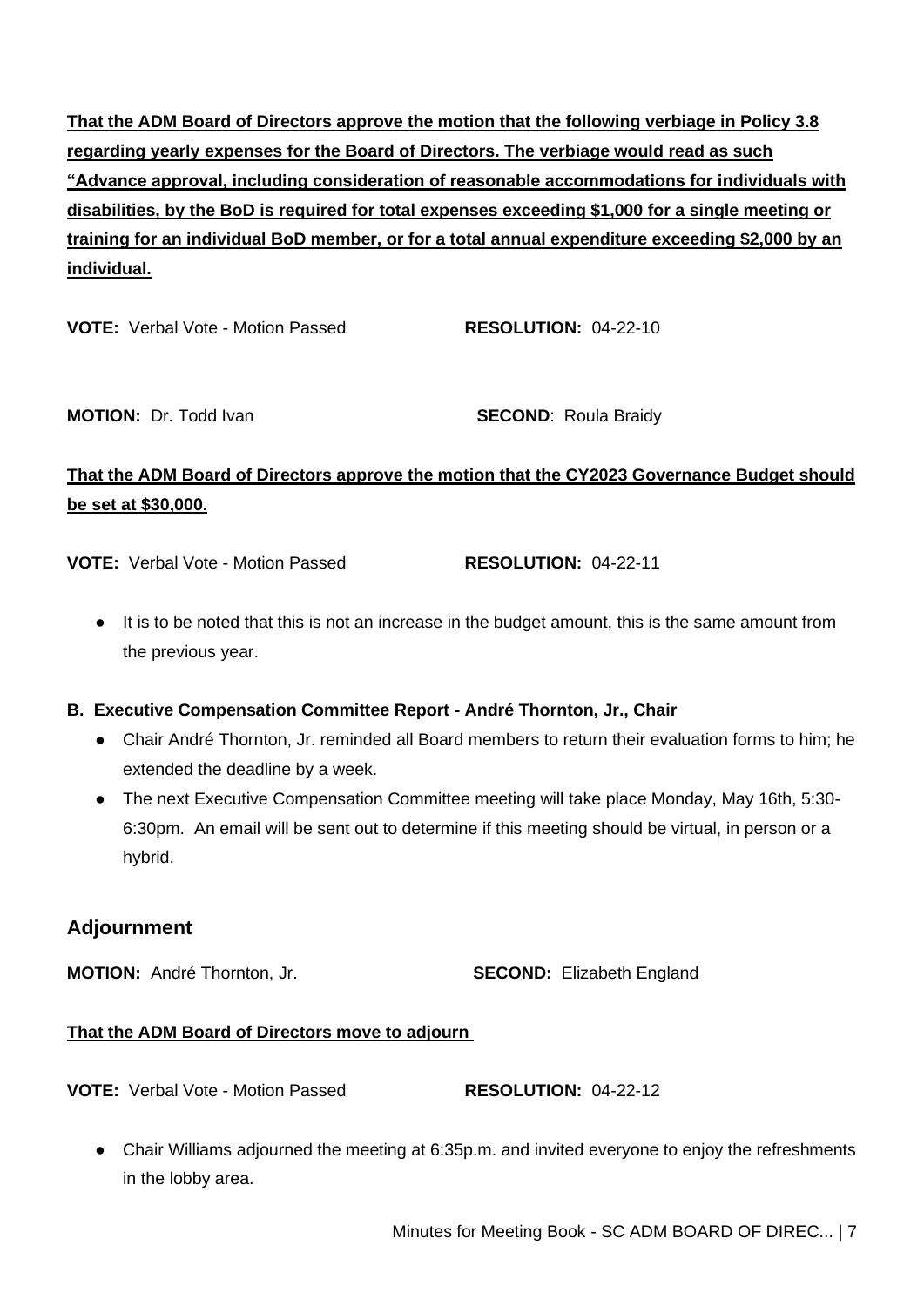**That the ADM Board of Directors approve the motion that the following verbiage in Policy 3.8 regarding yearly expenses for the Board of Directors. The verbiage would read as such "Advance approval, including consideration of reasonable accommodations for individuals with disabilities, by the BoD is required for total expenses exceeding $1,000 for a single meeting or training for an individual BoD member, or for a total annual expenditure exceeding $2,000 by an individual.**

**VOTE:** Verbal Vote - Motion Passed **RESOLUTION:** 04-22-10

**MOTION:** Dr. Todd Ivan **SECOND**: Roula Braidy

**That the ADM Board of Directors approve the motion that the CY2023 Governance Budget should be set at $30,000.**

**VOTE:** Verbal Vote - Motion Passed **RESOLUTION:** 04-22-11

- It is to be noted that this is not an increase in the budget amount, this is the same amount from the previous year.

**B. Executive Compensation Committee Report - André Thornton, Jr., Chair**

- Chair André Thornton, Jr. reminded all Board members to return their evaluation forms to him; he extended the deadline by a week.
- The next Executive Compensation Committee meeting will take place Monday, May 16th, 5:30-6:30pm. An email will be sent out to determine if this meeting should be virtual, in person or a hybrid.

## Adjournment

**MOTION:** André Thornton, Jr. **SECOND:** Elizabeth England

**That the ADM Board of Directors move to adjourn**

**VOTE:** Verbal Vote - Motion Passed **RESOLUTION:** 04-22-12

- Chair Williams adjourned the meeting at 6:35p.m. and invited everyone to enjoy the refreshments in the lobby area.